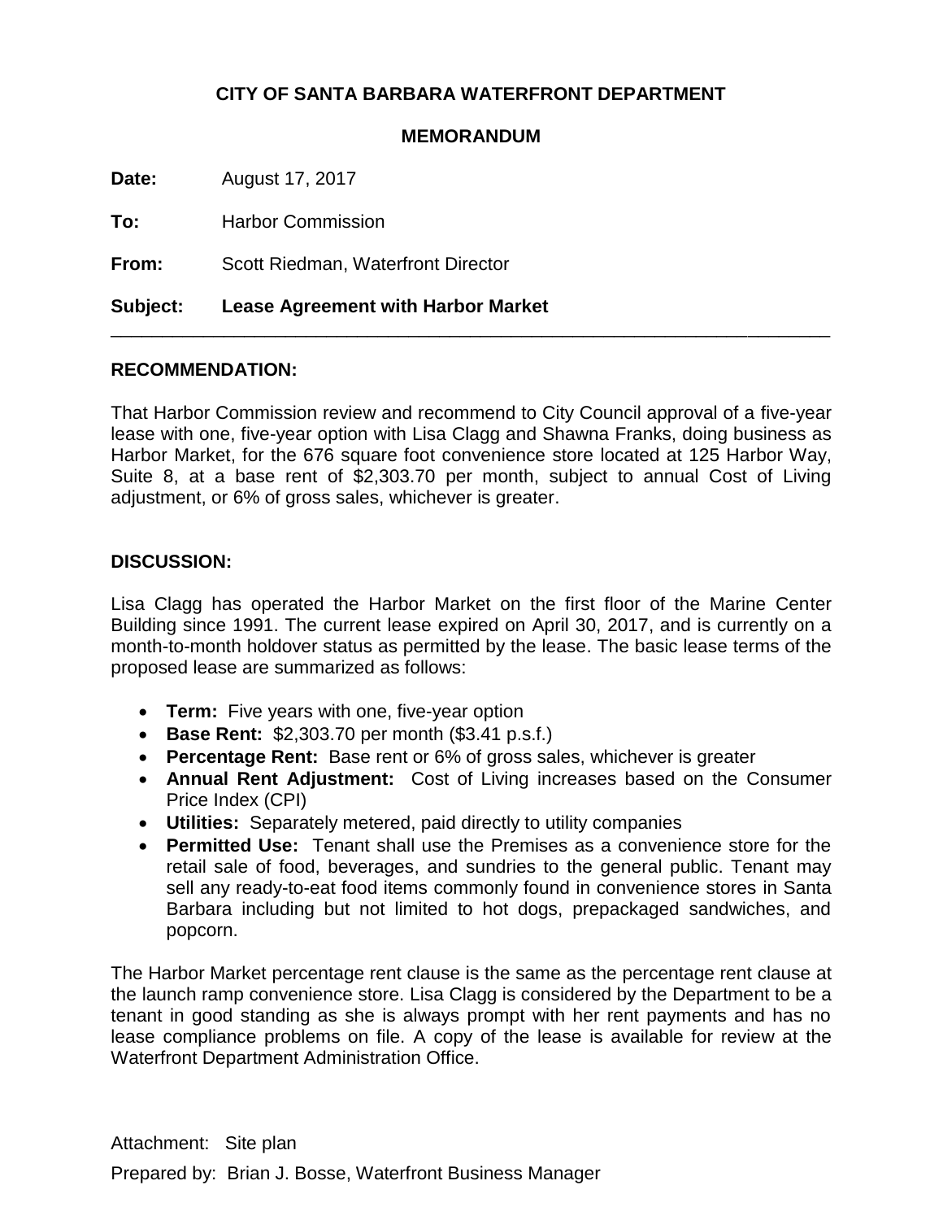**CITY OF SANTA BARBARA WATERFRONT DEPARTMENT**

**MEMORANDUM**

**Date:** August 17, 2017

**To:** Harbor Commission

**From:** Scott Riedman, Waterfront Director

**Subject: Lease Agreement with Harbor Market**

---

## RECOMMENDATION:

That Harbor Commission review and recommend to City Council approval of a five-year lease with one, five-year option with Lisa Clagg and Shawna Franks, doing business as Harbor Market, for the 676 square foot convenience store located at 125 Harbor Way, Suite 8, at a base rent of $2,303.70 per month, subject to annual Cost of Living adjustment, or 6% of gross sales, whichever is greater.

## DISCUSSION:

Lisa Clagg has operated the Harbor Market on the first floor of the Marine Center Building since 1991. The current lease expired on April 30, 2017, and is currently on a month-to-month holdover status as permitted by the lease. The basic lease terms of the proposed lease are summarized as follows:

- **Term:** Five years with one, five-year option
- **Base Rent:** $2,303.70 per month ($3.41 p.s.f.)
- **Percentage Rent:** Base rent or 6% of gross sales, whichever is greater
- **Annual Rent Adjustment:** Cost of Living increases based on the Consumer Price Index (CPI)
- **Utilities:** Separately metered, paid directly to utility companies
- **Permitted Use:** Tenant shall use the Premises as a convenience store for the retail sale of food, beverages, and sundries to the general public. Tenant may sell any ready-to-eat food items commonly found in convenience stores in Santa Barbara including but not limited to hot dogs, prepackaged sandwiches, and popcorn.

The Harbor Market percentage rent clause is the same as the percentage rent clause at the launch ramp convenience store. Lisa Clagg is considered by the Department to be a tenant in good standing as she is always prompt with her rent payments and has no lease compliance problems on file. A copy of the lease is available for review at the Waterfront Department Administration Office.

Attachment: Site plan

Prepared by: Brian J. Bosse, Waterfront Business Manager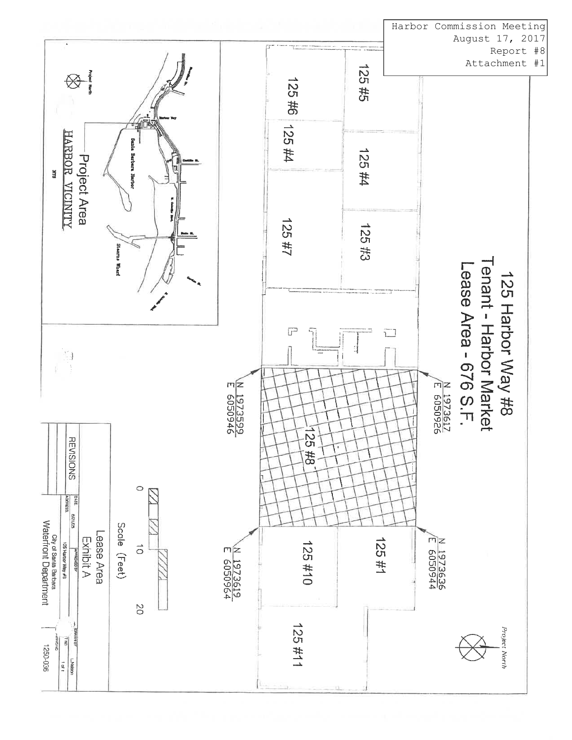Harbor Commission Meeting
August 17, 2017
Report #8
Attachment #1

# 125 Harbor Way #8
## Tenant - Harbor Market
## Lease Area - 676 S.F.

125 #5

125 #6

125 #4

125 #4

125 #3

125 #7

N 1973617
E 6050926

N 1973599
E 6050946

125 #8

N 1973636
E 6050944

N 1973619
E 6050964

125 #1

125 #10

125 #11

Project North

0 10 20
Scale (Feet)

Project Area
HARBOR VICINITY

Santa Barbara Harbor

Harbor Way

Stearns Wharf

Project North

Lease Area
Exhibit A

REVISIONS

DATE 6/21/05
ADDRESS 125 Harbor Way #8
APPROVED BY
DRAWN BY L.Nelson
SHEET 1 of 1

City of Santa Barbara
Waterfront Department

1250-036